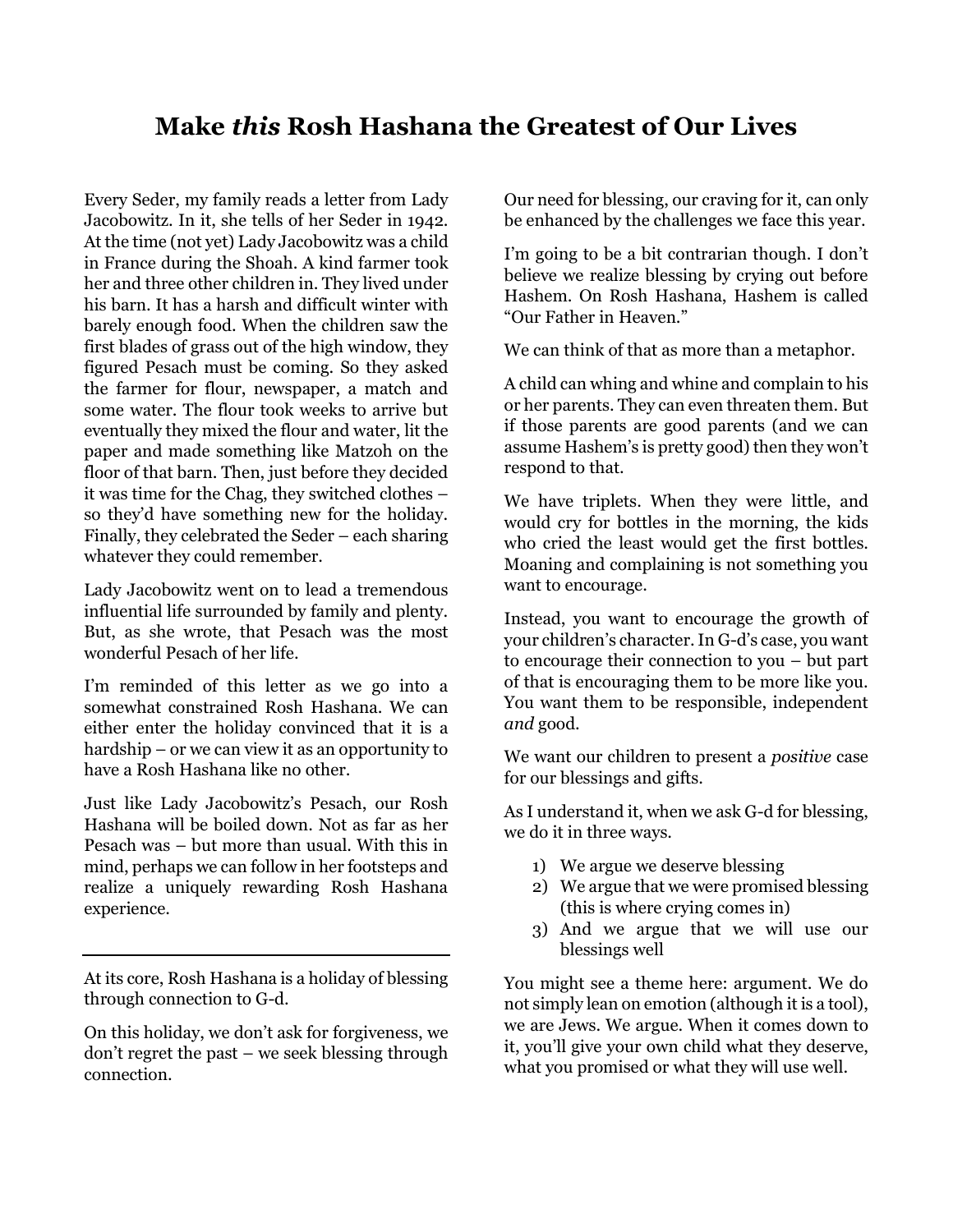# Make *this* Rosh Hashana the Greatest of Our Lives

Every Seder, my family reads a letter from Lady Jacobowitz. In it, she tells of her Seder in 1942. At the time (not yet) Lady Jacobowitz was a child in France during the Shoah. A kind farmer took her and three other children in. They lived under his barn. It has a harsh and difficult winter with barely enough food. When the children saw the first blades of grass out of the high window, they figured Pesach must be coming. So they asked the farmer for flour, newspaper, a match and some water. The flour took weeks to arrive but eventually they mixed the flour and water, lit the paper and made something like Matzoh on the floor of that barn. Then, just before they decided it was time for the Chag, they switched clothes – so they'd have something new for the holiday. Finally, they celebrated the Seder – each sharing whatever they could remember.

Lady Jacobowitz went on to lead a tremendous influential life surrounded by family and plenty. But, as she wrote, that Pesach was the most wonderful Pesach of her life.

I'm reminded of this letter as we go into a somewhat constrained Rosh Hashana. We can either enter the holiday convinced that it is a hardship – or we can view it as an opportunity to have a Rosh Hashana like no other.

Just like Lady Jacobowitz's Pesach, our Rosh Hashana will be boiled down. Not as far as her Pesach was – but more than usual. With this in mind, perhaps we can follow in her footsteps and realize a uniquely rewarding Rosh Hashana experience.

---

At its core, Rosh Hashana is a holiday of blessing through connection to G-d.

On this holiday, we don't ask for forgiveness, we don't regret the past – we seek blessing through connection.

Our need for blessing, our craving for it, can only be enhanced by the challenges we face this year.

I'm going to be a bit contrarian though. I don't believe we realize blessing by crying out before Hashem. On Rosh Hashana, Hashem is called "Our Father in Heaven."

We can think of that as more than a metaphor.

A child can whing and whine and complain to his or her parents. They can even threaten them. But if those parents are good parents (and we can assume Hashem's is pretty good) then they won't respond to that.

We have triplets. When they were little, and would cry for bottles in the morning, the kids who cried the least would get the first bottles. Moaning and complaining is not something you want to encourage.

Instead, you want to encourage the growth of your children's character. In G-d's case, you want to encourage their connection to you – but part of that is encouraging them to be more like you. You want them to be responsible, independent *and* good.

We want our children to present a *positive* case for our blessings and gifts.

As I understand it, when we ask G-d for blessing, we do it in three ways.

1) We argue we deserve blessing
2) We argue that we were promised blessing (this is where crying comes in)
3) And we argue that we will use our blessings well

You might see a theme here: argument. We do not simply lean on emotion (although it is a tool), we are Jews. We argue. When it comes down to it, you'll give your own child what they deserve, what you promised or what they will use well.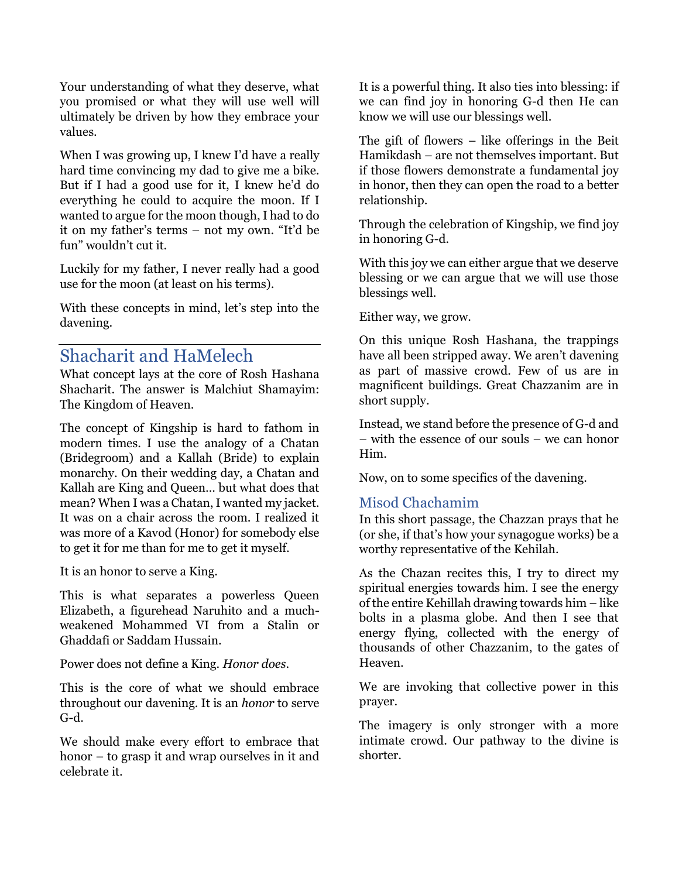Your understanding of what they deserve, what you promised or what they will use well will ultimately be driven by how they embrace your values.

When I was growing up, I knew I'd have a really hard time convincing my dad to give me a bike. But if I had a good use for it, I knew he'd do everything he could to acquire the moon. If I wanted to argue for the moon though, I had to do it on my father's terms – not my own. "It'd be fun" wouldn't cut it.

Luckily for my father, I never really had a good use for the moon (at least on his terms).

With these concepts in mind, let's step into the davening.

## Shacharit and HaMelech

What concept lays at the core of Rosh Hashana Shacharit. The answer is Malchiut Shamayim: The Kingdom of Heaven.

The concept of Kingship is hard to fathom in modern times. I use the analogy of a Chatan (Bridegroom) and a Kallah (Bride) to explain monarchy. On their wedding day, a Chatan and Kallah are King and Queen… but what does that mean? When I was a Chatan, I wanted my jacket. It was on a chair across the room. I realized it was more of a Kavod (Honor) for somebody else to get it for me than for me to get it myself.

It is an honor to serve a King.

This is what separates a powerless Queen Elizabeth, a figurehead Naruhito and a much-weakened Mohammed VI from a Stalin or Ghaddafi or Saddam Hussain.

Power does not define a King. *Honor does*.

This is the core of what we should embrace throughout our davening. It is an *honor* to serve G-d.

We should make every effort to embrace that honor – to grasp it and wrap ourselves in it and celebrate it.

It is a powerful thing. It also ties into blessing: if we can find joy in honoring G-d then He can know we will use our blessings well.

The gift of flowers – like offerings in the Beit Hamikdash – are not themselves important. But if those flowers demonstrate a fundamental joy in honor, then they can open the road to a better relationship.

Through the celebration of Kingship, we find joy in honoring G-d.

With this joy we can either argue that we deserve blessing or we can argue that we will use those blessings well.

Either way, we grow.

On this unique Rosh Hashana, the trappings have all been stripped away. We aren't davening as part of massive crowd. Few of us are in magnificent buildings. Great Chazzanim are in short supply.

Instead, we stand before the presence of G-d and – with the essence of our souls – we can honor Him.

Now, on to some specifics of the davening.

### Misod Chachamim

In this short passage, the Chazzan prays that he (or she, if that's how your synagogue works) be a worthy representative of the Kehilah.

As the Chazan recites this, I try to direct my spiritual energies towards him. I see the energy of the entire Kehillah drawing towards him – like bolts in a plasma globe. And then I see that energy flying, collected with the energy of thousands of other Chazzanim, to the gates of Heaven.

We are invoking that collective power in this prayer.

The imagery is only stronger with a more intimate crowd. Our pathway to the divine is shorter.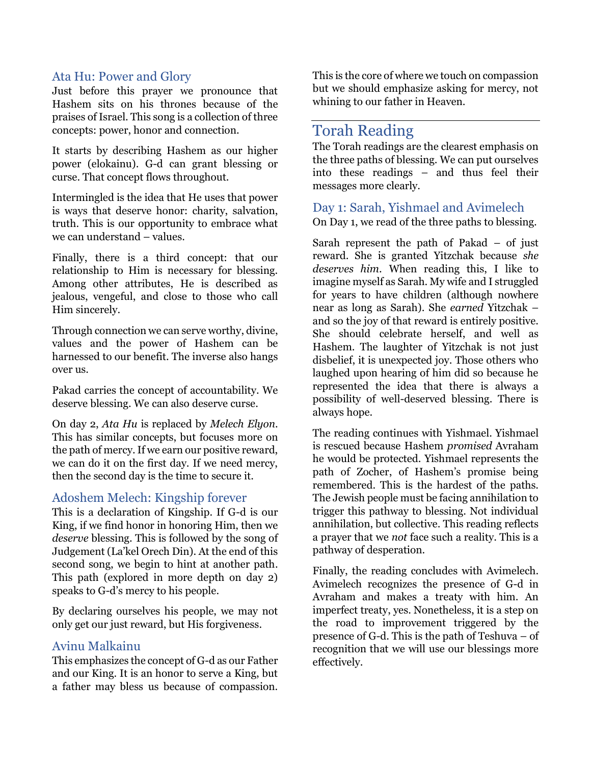### Ata Hu: Power and Glory

Just before this prayer we pronounce that Hashem sits on his thrones because of the praises of Israel. This song is a collection of three concepts: power, honor and connection.

It starts by describing Hashem as our higher power (elokainu). G-d can grant blessing or curse. That concept flows throughout.

Intermingled is the idea that He uses that power is ways that deserve honor: charity, salvation, truth. This is our opportunity to embrace what we can understand – values.

Finally, there is a third concept: that our relationship to Him is necessary for blessing. Among other attributes, He is described as jealous, vengeful, and close to those who call Him sincerely.

Through connection we can serve worthy, divine, values and the power of Hashem can be harnessed to our benefit. The inverse also hangs over us.

Pakad carries the concept of accountability. We deserve blessing. We can also deserve curse.

On day 2, *Ata Hu* is replaced by *Melech Elyon*. This has similar concepts, but focuses more on the path of mercy. If we earn our positive reward, we can do it on the first day. If we need mercy, then the second day is the time to secure it.

### Adoshem Melech: Kingship forever

This is a declaration of Kingship. If G-d is our King, if we find honor in honoring Him, then we *deserve* blessing. This is followed by the song of Judgement (La'kel Orech Din). At the end of this second song, we begin to hint at another path. This path (explored in more depth on day 2) speaks to G-d's mercy to his people.

By declaring ourselves his people, we may not only get our just reward, but His forgiveness.

### Avinu Malkainu

This emphasizes the concept of G-d as our Father and our King. It is an honor to serve a King, but a father may bless us because of compassion. This is the core of where we touch on compassion but we should emphasize asking for mercy, not whining to our father in Heaven.

## Torah Reading

The Torah readings are the clearest emphasis on the three paths of blessing. We can put ourselves into these readings – and thus feel their messages more clearly.

### Day 1: Sarah, Yishmael and Avimelech

On Day 1, we read of the three paths to blessing.

Sarah represent the path of Pakad – of just reward. She is granted Yitzchak because *she deserves him*. When reading this, I like to imagine myself as Sarah. My wife and I struggled for years to have children (although nowhere near as long as Sarah). She *earned* Yitzchak – and so the joy of that reward is entirely positive. She should celebrate herself, and well as Hashem. The laughter of Yitzchak is not just disbelief, it is unexpected joy. Those others who laughed upon hearing of him did so because he represented the idea that there is always a possibility of well-deserved blessing. There is always hope.

The reading continues with Yishmael. Yishmael is rescued because Hashem *promised* Avraham he would be protected. Yishmael represents the path of Zocher, of Hashem's promise being remembered. This is the hardest of the paths. The Jewish people must be facing annihilation to trigger this pathway to blessing. Not individual annihilation, but collective. This reading reflects a prayer that we *not* face such a reality. This is a pathway of desperation.

Finally, the reading concludes with Avimelech. Avimelech recognizes the presence of G-d in Avraham and makes a treaty with him. An imperfect treaty, yes. Nonetheless, it is a step on the road to improvement triggered by the presence of G-d. This is the path of Teshuva – of recognition that we will use our blessings more effectively.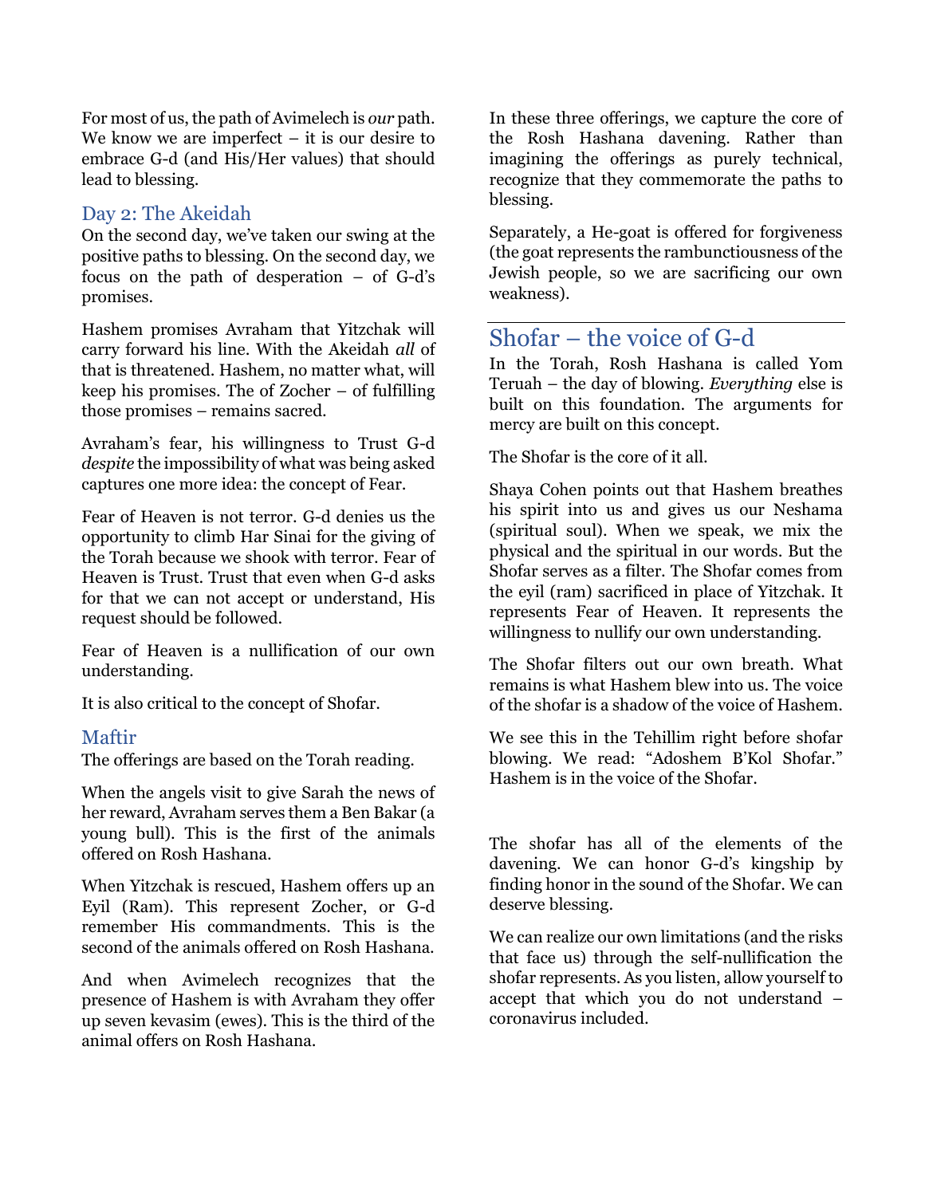For most of us, the path of Avimelech is *our* path. We know we are imperfect – it is our desire to embrace G-d (and His/Her values) that should lead to blessing.

### Day 2: The Akeidah

On the second day, we've taken our swing at the positive paths to blessing. On the second day, we focus on the path of desperation – of G-d's promises.

Hashem promises Avraham that Yitzchak will carry forward his line. With the Akeidah *all* of that is threatened. Hashem, no matter what, will keep his promises. The of Zocher – of fulfilling those promises – remains sacred.

Avraham's fear, his willingness to Trust G-d *despite* the impossibility of what was being asked captures one more idea: the concept of Fear.

Fear of Heaven is not terror. G-d denies us the opportunity to climb Har Sinai for the giving of the Torah because we shook with terror. Fear of Heaven is Trust. Trust that even when G-d asks for that we can not accept or understand, His request should be followed.

Fear of Heaven is a nullification of our own understanding.

It is also critical to the concept of Shofar.

### Maftir

The offerings are based on the Torah reading.

When the angels visit to give Sarah the news of her reward, Avraham serves them a Ben Bakar (a young bull). This is the first of the animals offered on Rosh Hashana.

When Yitzchak is rescued, Hashem offers up an Eyil (Ram). This represent Zocher, or G-d remember His commandments. This is the second of the animals offered on Rosh Hashana.

And when Avimelech recognizes that the presence of Hashem is with Avraham they offer up seven kevasim (ewes). This is the third of the animal offers on Rosh Hashana.

In these three offerings, we capture the core of the Rosh Hashana davening. Rather than imagining the offerings as purely technical, recognize that they commemorate the paths to blessing.

Separately, a He-goat is offered for forgiveness (the goat represents the rambunctiousness of the Jewish people, so we are sacrificing our own weakness).

## Shofar – the voice of G-d

In the Torah, Rosh Hashana is called Yom Teruah – the day of blowing. *Everything* else is built on this foundation. The arguments for mercy are built on this concept.

The Shofar is the core of it all.

Shaya Cohen points out that Hashem breathes his spirit into us and gives us our Neshama (spiritual soul). When we speak, we mix the physical and the spiritual in our words. But the Shofar serves as a filter. The Shofar comes from the eyil (ram) sacrificed in place of Yitzchak. It represents Fear of Heaven. It represents the willingness to nullify our own understanding.

The Shofar filters out our own breath. What remains is what Hashem blew into us. The voice of the shofar is a shadow of the voice of Hashem.

We see this in the Tehillim right before shofar blowing. We read: "Adoshem B'Kol Shofar." Hashem is in the voice of the Shofar.

The shofar has all of the elements of the davening. We can honor G-d's kingship by finding honor in the sound of the Shofar. We can deserve blessing.

We can realize our own limitations (and the risks that face us) through the self-nullification the shofar represents. As you listen, allow yourself to accept that which you do not understand – coronavirus included.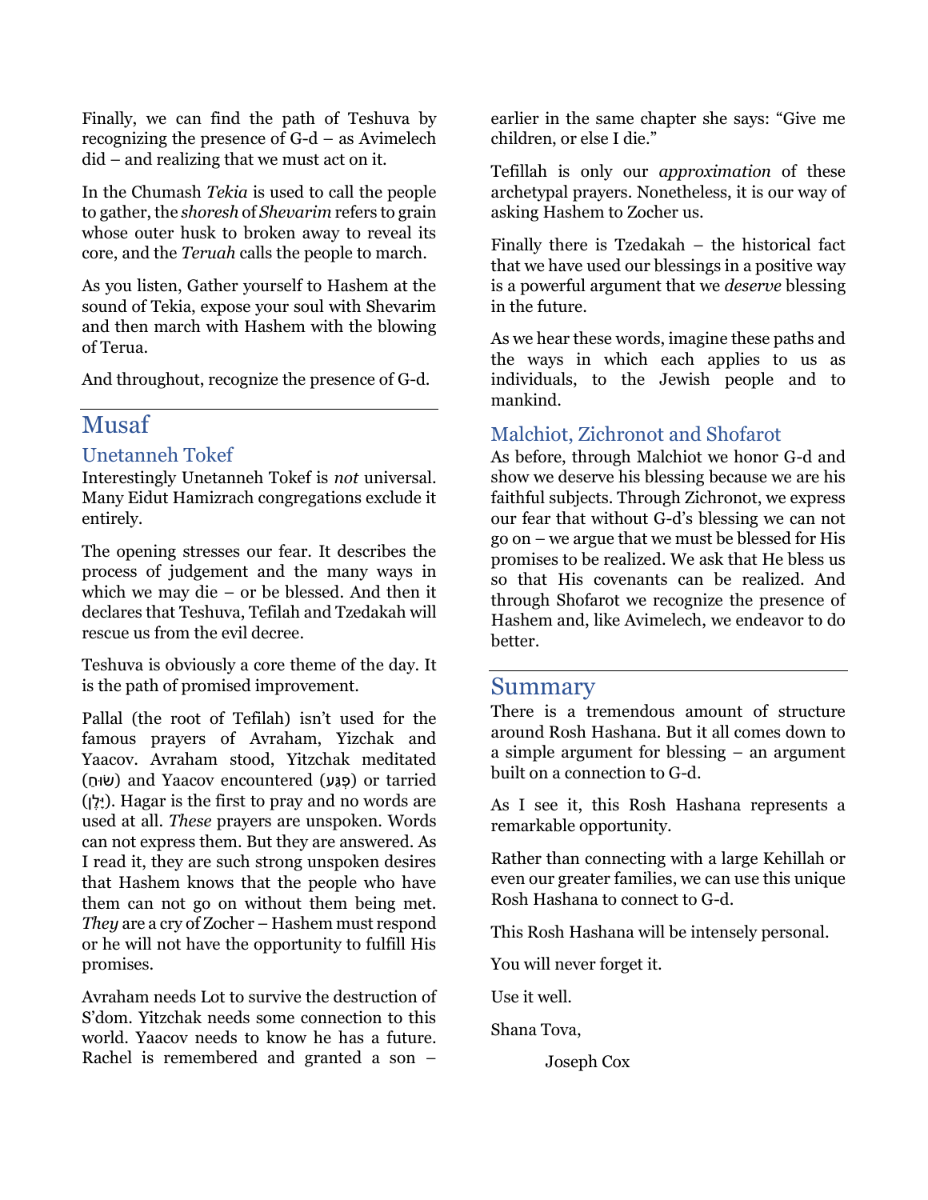Finally, we can find the path of Teshuva by recognizing the presence of G-d – as Avimelech did – and realizing that we must act on it.

In the Chumash *Tekia* is used to call the people to gather, the *shoresh* of *Shevarim* refers to grain whose outer husk to broken away to reveal its core, and the *Teruah* calls the people to march.

As you listen, Gather yourself to Hashem at the sound of Tekia, expose your soul with Shevarim and then march with Hashem with the blowing of Terua.

And throughout, recognize the presence of G-d.

## Musaf

### Unetanneh Tokef

Interestingly Unetanneh Tokef is *not* universal. Many Eidut Hamizrach congregations exclude it entirely.

The opening stresses our fear. It describes the process of judgement and the many ways in which we may die – or be blessed. And then it declares that Teshuva, Tefilah and Tzedakah will rescue us from the evil decree.

Teshuva is obviously a core theme of the day. It is the path of promised improvement.

Pallal (the root of Tefilah) isn't used for the famous prayers of Avraham, Yizchak and Yaacov. Avraham stood, Yitzchak meditated (שוּחַ) and Yaacov encountered (פָּגַע) or tarried (יָלַן). Hagar is the first to pray and no words are used at all. *These* prayers are unspoken. Words can not express them. But they are answered. As I read it, they are such strong unspoken desires that Hashem knows that the people who have them can not go on without them being met. *They* are a cry of Zocher – Hashem must respond or he will not have the opportunity to fulfill His promises.

Avraham needs Lot to survive the destruction of S'dom. Yitzchak needs some connection to this world. Yaacov needs to know he has a future. Rachel is remembered and granted a son – earlier in the same chapter she says: "Give me children, or else I die."

Tefillah is only our *approximation* of these archetypal prayers. Nonetheless, it is our way of asking Hashem to Zocher us.

Finally there is Tzedakah – the historical fact that we have used our blessings in a positive way is a powerful argument that we *deserve* blessing in the future.

As we hear these words, imagine these paths and the ways in which each applies to us as individuals, to the Jewish people and to mankind.

### Malchiot, Zichronot and Shofarot

As before, through Malchiot we honor G-d and show we deserve his blessing because we are his faithful subjects. Through Zichronot, we express our fear that without G-d's blessing we can not go on – we argue that we must be blessed for His promises to be realized. We ask that He bless us so that His covenants can be realized. And through Shofarot we recognize the presence of Hashem and, like Avimelech, we endeavor to do better.

## Summary

There is a tremendous amount of structure around Rosh Hashana. But it all comes down to a simple argument for blessing – an argument built on a connection to G-d.

As I see it, this Rosh Hashana represents a remarkable opportunity.

Rather than connecting with a large Kehillah or even our greater families, we can use this unique Rosh Hashana to connect to G-d.

This Rosh Hashana will be intensely personal.

You will never forget it.

Use it well.

Shana Tova,

Joseph Cox